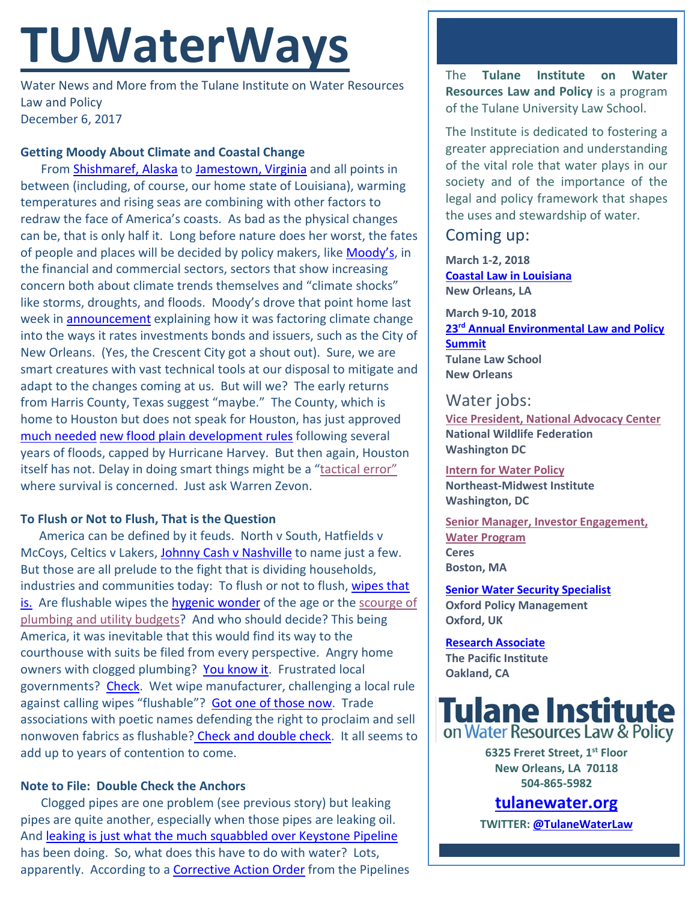# TUWaterWays

Water News and More from the Tulane Institute on Water Resources Law and Policy
December 6, 2017

**Getting Moody About Climate and Coastal Change**

From Shishmaref, Alaska to Jamestown, Virginia and all points in between (including, of course, our home state of Louisiana), warming temperatures and rising seas are combining with other factors to redraw the face of America's coasts. As bad as the physical changes can be, that is only half it. Long before nature does her worst, the fates of people and places will be decided by policy makers, like Moody's, in the financial and commercial sectors, sectors that show increasing concern both about climate trends themselves and "climate shocks" like storms, droughts, and floods. Moody's drove that point home last week in announcement explaining how it was factoring climate change into the ways it rates investments bonds and issuers, such as the City of New Orleans. (Yes, the Crescent City got a shout out). Sure, we are smart creatures with vast technical tools at our disposal to mitigate and adapt to the changes coming at us. But will we? The early returns from Harris County, Texas suggest "maybe." The County, which is home to Houston but does not speak for Houston, has just approved much needed new flood plain development rules following several years of floods, capped by Hurricane Harvey. But then again, Houston itself has not. Delay in doing smart things might be a "tactical error" where survival is concerned. Just ask Warren Zevon.

**To Flush or Not to Flush, That is the Question**

America can be defined by it feuds. North v South, Hatfields v McCoys, Celtics v Lakers, Johnny Cash v Nashville to name just a few. But those are all prelude to the fight that is dividing households, industries and communities today: To flush or not to flush, wipes that is. Are flushable wipes the hygenic wonder of the age or the scourge of plumbing and utility budgets? And who should decide? This being America, it was inevitable that this would find its way to the courthouse with suits be filed from every perspective. Angry home owners with clogged plumbing? You know it. Frustrated local governments? Check. Wet wipe manufacturer, challenging a local rule against calling wipes "flushable"? Got one of those now. Trade associations with poetic names defending the right to proclaim and sell nonwoven fabrics as flushable? Check and double check. It all seems to add up to years of contention to come.

**Note to File: Double Check the Anchors**

Clogged pipes are one problem (see previous story) but leaking pipes are quite another, especially when those pipes are leaking oil. And leaking is just what the much squabbled over Keystone Pipeline has been doing. So, what does this have to do with water? Lots, apparently. According to a Corrective Action Order from the Pipelines

---

The **Tulane Institute on Water Resources Law and Policy** is a program of the Tulane University Law School.

The Institute is dedicated to fostering a greater appreciation and understanding of the vital role that water plays in our society and of the importance of the legal and policy framework that shapes the uses and stewardship of water.

## Coming up:

**March 1-2, 2018**
**Coastal Law in Louisiana**
**New Orleans, LA**

**March 9-10, 2018**
**23rd Annual Environmental Law and Policy Summit**
**Tulane Law School**
**New Orleans**

## Water jobs:

**Vice President, National Advocacy Center**
**National Wildlife Federation**
**Washington DC**

**Intern for Water Policy**
**Northeast-Midwest Institute**
**Washington, DC**

**Senior Manager, Investor Engagement, Water Program**
**Ceres**
**Boston, MA**

**Senior Water Security Specialist**
**Oxford Policy Management**
**Oxford, UK**

**Research Associate**
**The Pacific Institute**
**Oakland, CA**

**Tulane Institute on Water Resources Law & Policy**

**6325 Freret Street, 1st Floor**
**New Orleans, LA 70118**
**504-865-5982**

**tulanewater.org**

**TWITTER: @TulaneWaterLaw**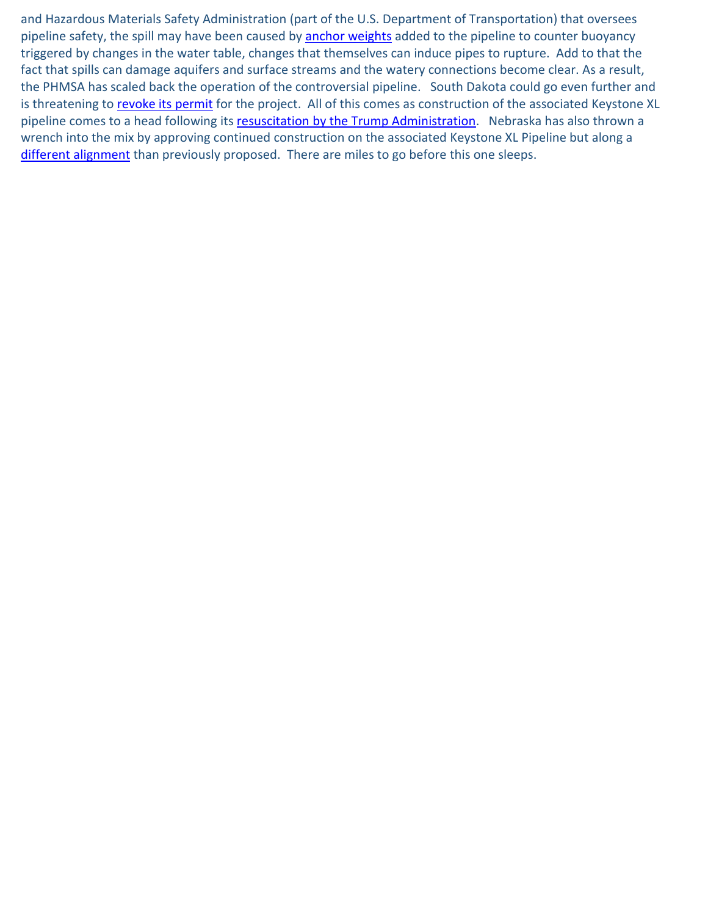and Hazardous Materials Safety Administration (part of the U.S. Department of Transportation) that oversees pipeline safety, the spill may have been caused by anchor weights added to the pipeline to counter buoyancy triggered by changes in the water table, changes that themselves can induce pipes to rupture. Add to that the fact that spills can damage aquifers and surface streams and the watery connections become clear. As a result, the PHMSA has scaled back the operation of the controversial pipeline. South Dakota could go even further and is threatening to revoke its permit for the project. All of this comes as construction of the associated Keystone XL pipeline comes to a head following its resuscitation by the Trump Administration. Nebraska has also thrown a wrench into the mix by approving continued construction on the associated Keystone XL Pipeline but along a different alignment than previously proposed. There are miles to go before this one sleeps.